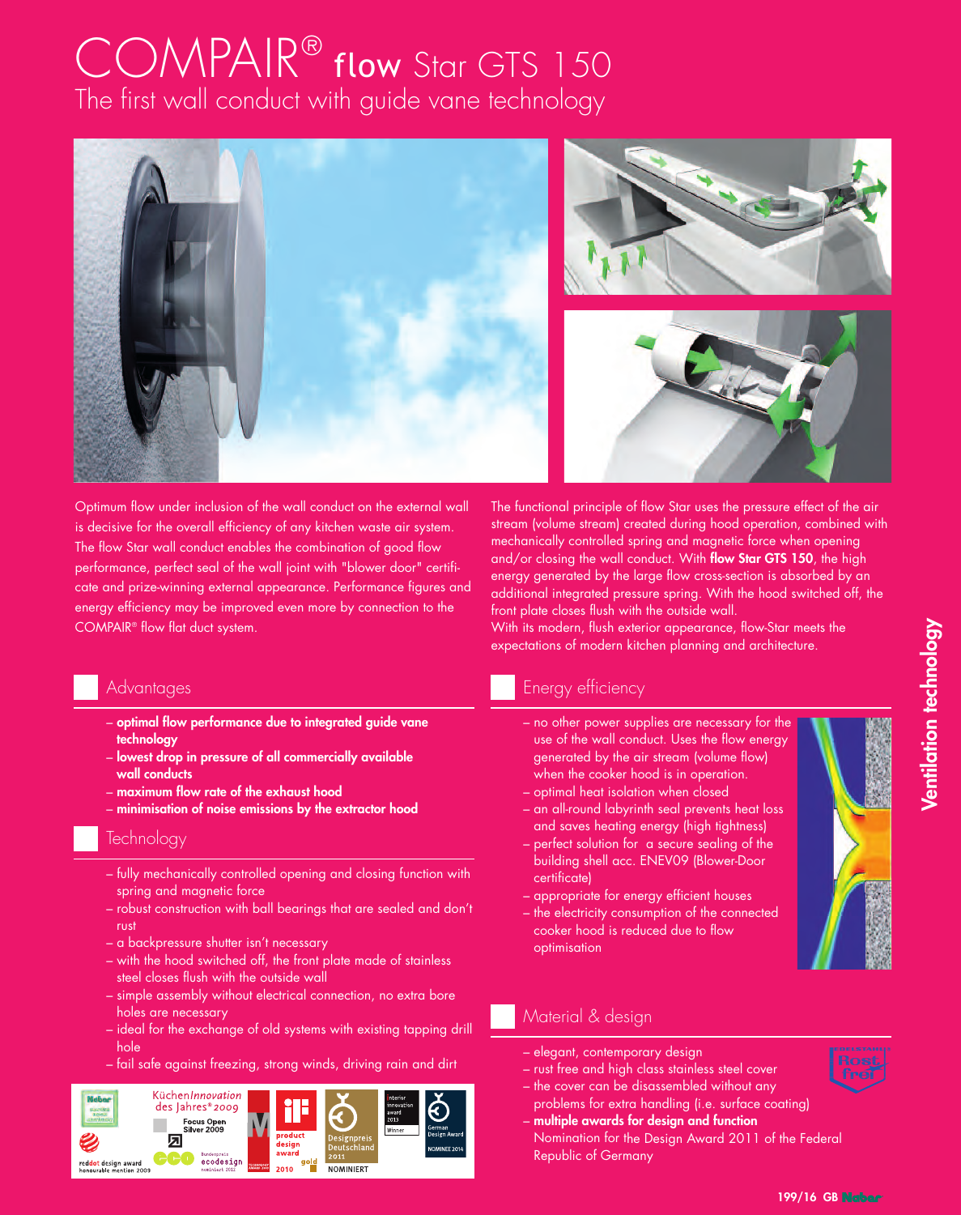# COMPAIR® flow Star GTS 150

## The first wall conduct with guide vane technology

Optimum flow under inclusion of the wall conduct on the external wall is decisive for the overall efficiency of any kitchen waste air system. The flow Star wall conduct enables the combination of good flow performance, perfect seal of the wall joint with "blower door" certificate and prize-winning external appearance. Performance figures and energy efficiency may be improved even more by connection to the COMPAIR® flow flat duct system.

The functional principle of flow Star uses the pressure effect of the air stream (volume stream) created during hood operation, combined with mechanically controlled spring and magnetic force when opening and/or closing the wall conduct. With **flow Star GTS 150**, the high energy generated by the large flow cross-section is absorbed by an additional integrated pressure spring. With the hood switched off, the front plate closes flush with the outside wall.
With its modern, flush exterior appearance, flow-Star meets the expectations of modern kitchen planning and architecture.

### Advantages

- **optimal flow performance due to integrated guide vane technology**
- **lowest drop in pressure of all commercially available wall conducts**
- **maximum flow rate of the exhaust hood**
- **minimisation of noise emissions by the extractor hood**

### Technology

- fully mechanically controlled opening and closing function with spring and magnetic force
- robust construction with ball bearings that are sealed and don't rust
- a backpressure shutter isn't necessary
- with the hood switched off, the front plate made of stainless steel closes flush with the outside wall
- simple assembly without electrical connection, no extra bore holes are necessary
- ideal for the exchange of old systems with existing tapping drill hole
- fail safe against freezing, strong winds, driving rain and dirt

### Energy efficiency

- no other power supplies are necessary for the use of the wall conduct. Uses the flow energy generated by the air stream (volume flow) when the cooker hood is in operation.
- optimal heat isolation when closed
- an all-round labyrinth seal prevents heat loss and saves heating energy (high tightness)
- perfect solution for a secure sealing of the building shell acc. ENEV09 (Blower-Door certificate)
- appropriate for energy efficient houses
- the electricity consumption of the connected cooker hood is reduced due to flow optimisation

### Material & design

- elegant, contemporary design
- rust free and high class stainless steel cover
- the cover can be disassembled without any problems for extra handling (i.e. surface coating)
- **multiple awards for design and function**
  Nomination for the Design Award 2011 of the Federal Republic of Germany

Ventilation technology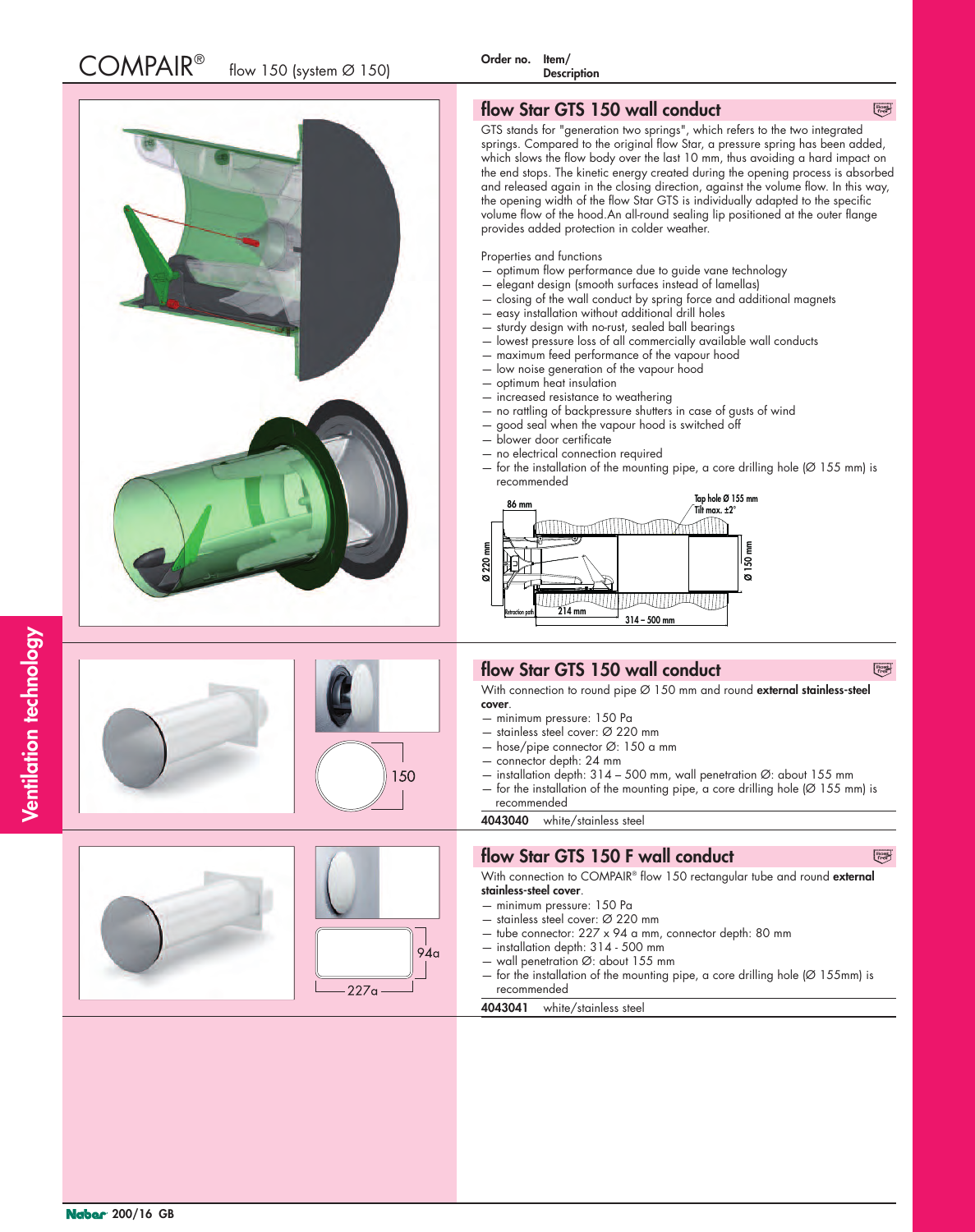# COMPAIR® flow 150 (system Ø 150)

Order no. Item/ Description

## flow Star GTS 150 wall conduct

GTS stands for "generation two springs", which refers to the two integrated springs. Compared to the original flow Star, a pressure spring has been added, which slows the flow body over the last 10 mm, thus avoiding a hard impact on the end stops. The kinetic energy created during the opening process is absorbed and released again in the closing direction, against the volume flow. In this way, the opening width of the flow Star GTS is individually adapted to the specific volume flow of the hood.An all-round sealing lip positioned at the outer flange provides added protection in colder weather.

Properties and functions

- optimum flow performance due to guide vane technology
- elegant design (smooth surfaces instead of lamellas)
- closing of the wall conduct by spring force and additional magnets
- easy installation without additional drill holes
- sturdy design with no-rust, sealed ball bearings
- lowest pressure loss of all commercially available wall conducts
- maximum feed performance of the vapour hood
- low noise generation of the vapour hood
- optimum heat insulation
- increased resistance to weathering
- no rattling of backpressure shutters in case of gusts of wind
- good seal when the vapour hood is switched off
- blower door certificate
- no electrical connection required
- for the installation of the mounting pipe, a core drilling hole (Ø 155 mm) is recommended

86 mm
Tap hole Ø 155 mm
Tilt max. ±2°
Ø 220 mm
Ø 150 mm
Retraction path
214 mm
314 – 500 mm

## flow Star GTS 150 wall conduct

150

With connection to round pipe Ø 150 mm and round **external stainless-steel cover**.

- minimum pressure: 150 Pa
- stainless steel cover: Ø 220 mm
- hose/pipe connector Ø: 150 a mm
- connector depth: 24 mm
- installation depth: 314 – 500 mm, wall penetration Ø: about 155 mm
- for the installation of the mounting pipe, a core drilling hole (Ø 155 mm) is recommended

**4043040** white/stainless steel

## flow Star GTS 150 F wall conduct

94a
227a

With connection to COMPAIR® flow 150 rectangular tube and round **external stainless-steel cover**.

- minimum pressure: 150 Pa
- stainless steel cover: Ø 220 mm
- tube connector: 227 x 94 a mm, connector depth: 80 mm
- installation depth: 314 - 500 mm
- wall penetration Ø: about 155 mm
- for the installation of the mounting pipe, a core drilling hole (Ø 155mm) is recommended

**4043041** white/stainless steel